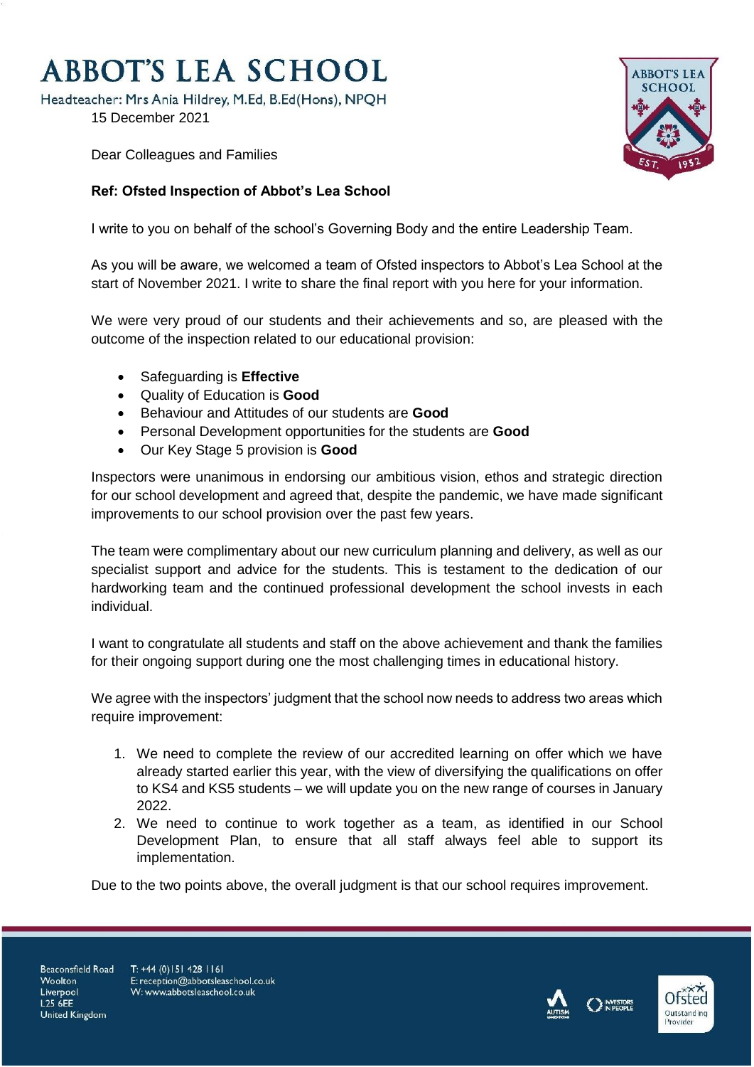# ABBOT'S LEA SCHOOL

Headteacher: Mrs Ania Hildrey, M.Ed, B.Ed(Hons), NPQH

15 December 2021

Dear Colleagues and Families

**Ref: Ofsted Inspection of Abbot's Lea School**

I write to you on behalf of the school's Governing Body and the entire Leadership Team.

As you will be aware, we welcomed a team of Ofsted inspectors to Abbot's Lea School at the start of November 2021. I write to share the final report with you here for your information.

We were very proud of our students and their achievements and so, are pleased with the outcome of the inspection related to our educational provision:

- Safeguarding is **Effective**
- Quality of Education is **Good**
- Behaviour and Attitudes of our students are **Good**
- Personal Development opportunities for the students are **Good**
- Our Key Stage 5 provision is **Good**

Inspectors were unanimous in endorsing our ambitious vision, ethos and strategic direction for our school development and agreed that, despite the pandemic, we have made significant improvements to our school provision over the past few years.

The team were complimentary about our new curriculum planning and delivery, as well as our specialist support and advice for the students. This is testament to the dedication of our hardworking team and the continued professional development the school invests in each individual.

I want to congratulate all students and staff on the above achievement and thank the families for their ongoing support during one the most challenging times in educational history.

We agree with the inspectors' judgment that the school now needs to address two areas which require improvement:

1. We need to complete the review of our accredited learning on offer which we have already started earlier this year, with the view of diversifying the qualifications on offer to KS4 and KS5 students – we will update you on the new range of courses in January 2022.
2. We need to continue to work together as a team, as identified in our School Development Plan, to ensure that all staff always feel able to support its implementation.

Due to the two points above, the overall judgment is that our school requires improvement.

Beaconsfield Road
Woolton
Liverpool
L25 6EE
United Kingdom

T: +44 (0)151 428 1161
E: reception@abbotsleaschool.co.uk
W: www.abbotsleaschool.co.uk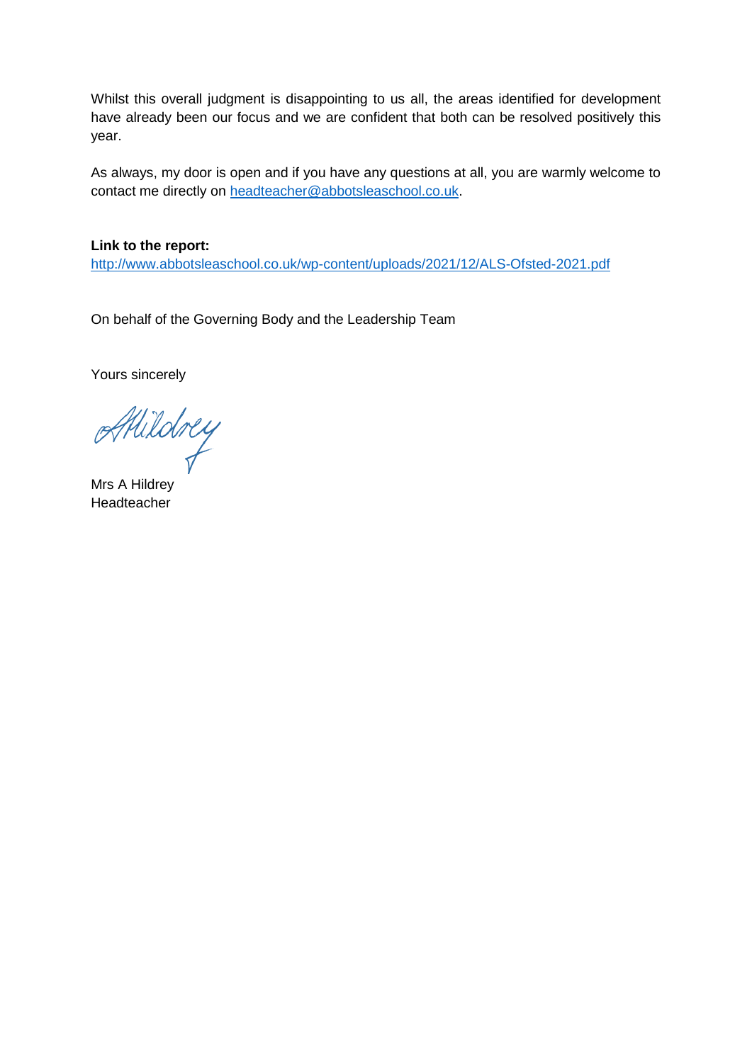Whilst this overall judgment is disappointing to us all, the areas identified for development have already been our focus and we are confident that both can be resolved positively this year.

As always, my door is open and if you have any questions at all, you are warmly welcome to contact me directly on headteacher@abbotsleaschool.co.uk.

**Link to the report:**
http://www.abbotsleaschool.co.uk/wp-content/uploads/2021/12/ALS-Ofsted-2021.pdf

On behalf of the Governing Body and the Leadership Team

Yours sincerely

Mrs A Hildrey
Headteacher